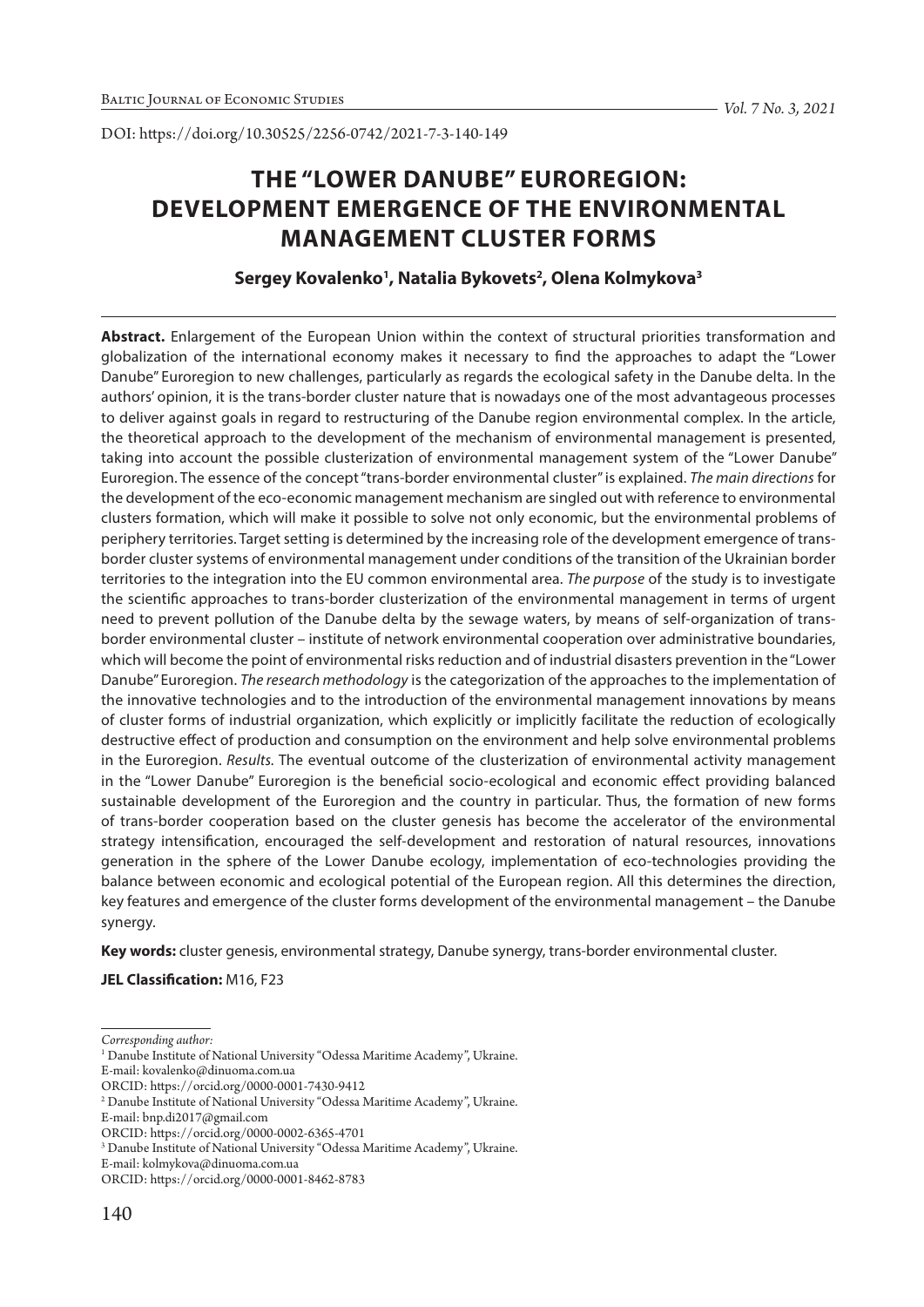DOI: https://doi.org/10.30525/2256-0742/2021-7-3-140-149

# THE "LOWER DANUBE" EUROREGION: DEVELOPMENT EMERGENCE OF THE ENVIRONMENTAL MANAGEMENT CLUSTER FORMS

**Sergey Kovalenko[1], Natalia Bykovets[2], Olena Kolmykova[3]**

**Abstract.** Enlargement of the European Union within the context of structural priorities transformation and globalization of the international economy makes it necessary to find the approaches to adapt the "Lower Danube" Euroregion to new challenges, particularly as regards the ecological safety in the Danube delta. In the authors' opinion, it is the trans-border cluster nature that is nowadays one of the most advantageous processes to deliver against goals in regard to restructuring of the Danube region environmental complex. In the article, the theoretical approach to the development of the mechanism of environmental management is presented, taking into account the possible clusterization of environmental management system of the "Lower Danube" Euroregion. The essence of the concept "trans-border environmental cluster" is explained. *The main directions* for the development of the eco-economic management mechanism are singled out with reference to environmental clusters formation, which will make it possible to solve not only economic, but the environmental problems of periphery territories. Target setting is determined by the increasing role of the development emergence of trans-border cluster systems of environmental management under conditions of the transition of the Ukrainian border territories to the integration into the EU common environmental area. *The purpose* of the study is to investigate the scientific approaches to trans-border clusterization of the environmental management in terms of urgent need to prevent pollution of the Danube delta by the sewage waters, by means of self-organization of trans-border environmental cluster – institute of network environmental cooperation over administrative boundaries, which will become the point of environmental risks reduction and of industrial disasters prevention in the "Lower Danube" Euroregion. *The research methodology* is the categorization of the approaches to the implementation of the innovative technologies and to the introduction of the environmental management innovations by means of cluster forms of industrial organization, which explicitly or implicitly facilitate the reduction of ecologically destructive effect of production and consumption on the environment and help solve environmental problems in the Euroregion. *Results.* The eventual outcome of the clusterization of environmental activity management in the "Lower Danube" Euroregion is the beneficial socio-ecological and economic effect providing balanced sustainable development of the Euroregion and the country in particular. Thus, the formation of new forms of trans-border cooperation based on the cluster genesis has become the accelerator of the environmental strategy intensification, encouraged the self-development and restoration of natural resources, innovations generation in the sphere of the Lower Danube ecology, implementation of eco-technologies providing the balance between economic and ecological potential of the European region. All this determines the direction, key features and emergence of the cluster forms development of the environmental management – the Danube synergy.

**Key words:** cluster genesis, environmental strategy, Danube synergy, trans-border environmental cluster.

**JEL Classification:** M16, F23

---

*Corresponding author:*

[1] Danube Institute of National University "Odessa Maritime Academy", Ukraine.
E-mail: kovalenko@dinuoma.com.ua
ORCID: https://orcid.org/0000-0001-7430-9412

[2] Danube Institute of National University "Odessa Maritime Academy", Ukraine.
E-mail: bnp.di2017@gmail.com
ORCID: https://orcid.org/0000-0002-6365-4701

[3] Danube Institute of National University "Odessa Maritime Academy", Ukraine.
E-mail: kolmykova@dinuoma.com.ua
ORCID: https://orcid.org/0000-0001-8462-8783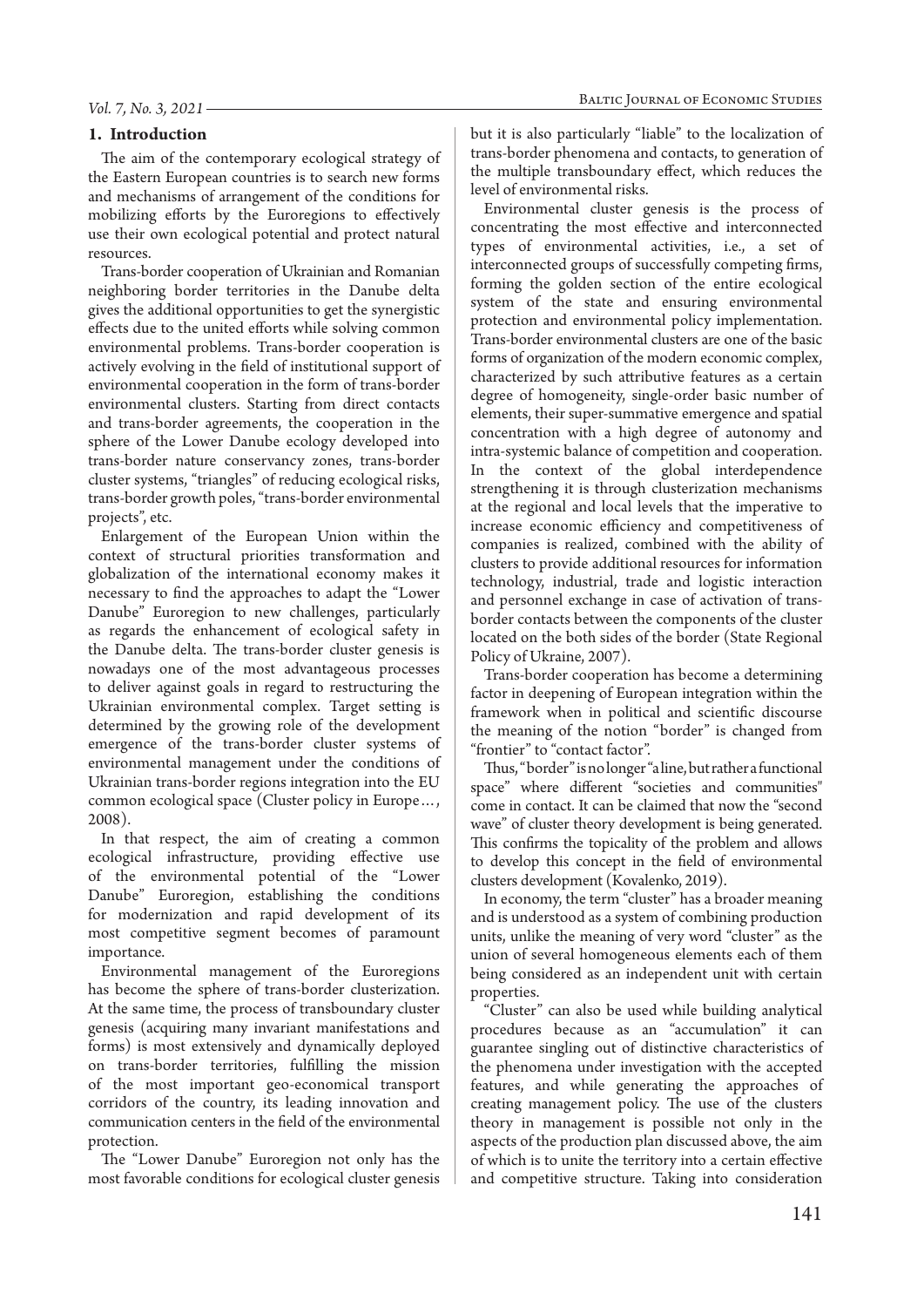## 1. Introduction

The aim of the contemporary ecological strategy of the Eastern European countries is to search new forms and mechanisms of arrangement of the conditions for mobilizing efforts by the Euroregions to effectively use their own ecological potential and protect natural resources.

Trans-border cooperation of Ukrainian and Romanian neighboring border territories in the Danube delta gives the additional opportunities to get the synergistic effects due to the united efforts while solving common environmental problems. Trans-border cooperation is actively evolving in the field of institutional support of environmental cooperation in the form of trans-border environmental clusters. Starting from direct contacts and trans-border agreements, the cooperation in the sphere of the Lower Danube ecology developed into trans-border nature conservancy zones, trans-border cluster systems, "triangles" of reducing ecological risks, trans-border growth poles, "trans-border environmental projects", etc.

Enlargement of the European Union within the context of structural priorities transformation and globalization of the international economy makes it necessary to find the approaches to adapt the "Lower Danube" Euroregion to new challenges, particularly as regards the enhancement of ecological safety in the Danube delta. The trans-border cluster genesis is nowadays one of the most advantageous processes to deliver against goals in regard to restructuring the Ukrainian environmental complex. Target setting is determined by the growing role of the development emergence of the trans-border cluster systems of environmental management under the conditions of Ukrainian trans-border regions integration into the EU common ecological space (Cluster policy in Europe…, 2008).

In that respect, the aim of creating a common ecological infrastructure, providing effective use of the environmental potential of the "Lower Danube" Euroregion, establishing the conditions for modernization and rapid development of its most competitive segment becomes of paramount importance.

Environmental management of the Euroregions has become the sphere of trans-border clusterization. At the same time, the process of transboundary cluster genesis (acquiring many invariant manifestations and forms) is most extensively and dynamically deployed on trans-border territories, fulfilling the mission of the most important geo-economical transport corridors of the country, its leading innovation and communication centers in the field of the environmental protection.

The "Lower Danube" Euroregion not only has the most favorable conditions for ecological cluster genesis but it is also particularly "liable" to the localization of trans-border phenomena and contacts, to generation of the multiple transboundary effect, which reduces the level of environmental risks.

Environmental cluster genesis is the process of concentrating the most effective and interconnected types of environmental activities, i.e., a set of interconnected groups of successfully competing firms, forming the golden section of the entire ecological system of the state and ensuring environmental protection and environmental policy implementation. Trans-border environmental clusters are one of the basic forms of organization of the modern economic complex, characterized by such attributive features as a certain degree of homogeneity, single-order basic number of elements, their super-summative emergence and spatial concentration with a high degree of autonomy and intra-systemic balance of competition and cooperation. In the context of the global interdependence strengthening it is through clusterization mechanisms at the regional and local levels that the imperative to increase economic efficiency and competitiveness of companies is realized, combined with the ability of clusters to provide additional resources for information technology, industrial, trade and logistic interaction and personnel exchange in case of activation of trans-border contacts between the components of the cluster located on the both sides of the border (State Regional Policy of Ukraine, 2007).

Trans-border cooperation has become a determining factor in deepening of European integration within the framework when in political and scientific discourse the meaning of the notion "border" is changed from "frontier" to "contact factor".

Thus, "border" is no longer "a line, but rather a functional space" where different "societies and communities" come in contact. It can be claimed that now the "second wave" of cluster theory development is being generated. This confirms the topicality of the problem and allows to develop this concept in the field of environmental clusters development (Kovalenko, 2019).

In economy, the term "cluster" has a broader meaning and is understood as a system of combining production units, unlike the meaning of very word "cluster" as the union of several homogeneous elements each of them being considered as an independent unit with certain properties.

"Cluster" can also be used while building analytical procedures because as an "accumulation" it can guarantee singling out of distinctive characteristics of the phenomena under investigation with the accepted features, and while generating the approaches of creating management policy. The use of the clusters theory in management is possible not only in the aspects of the production plan discussed above, the aim of which is to unite the territory into a certain effective and competitive structure. Taking into consideration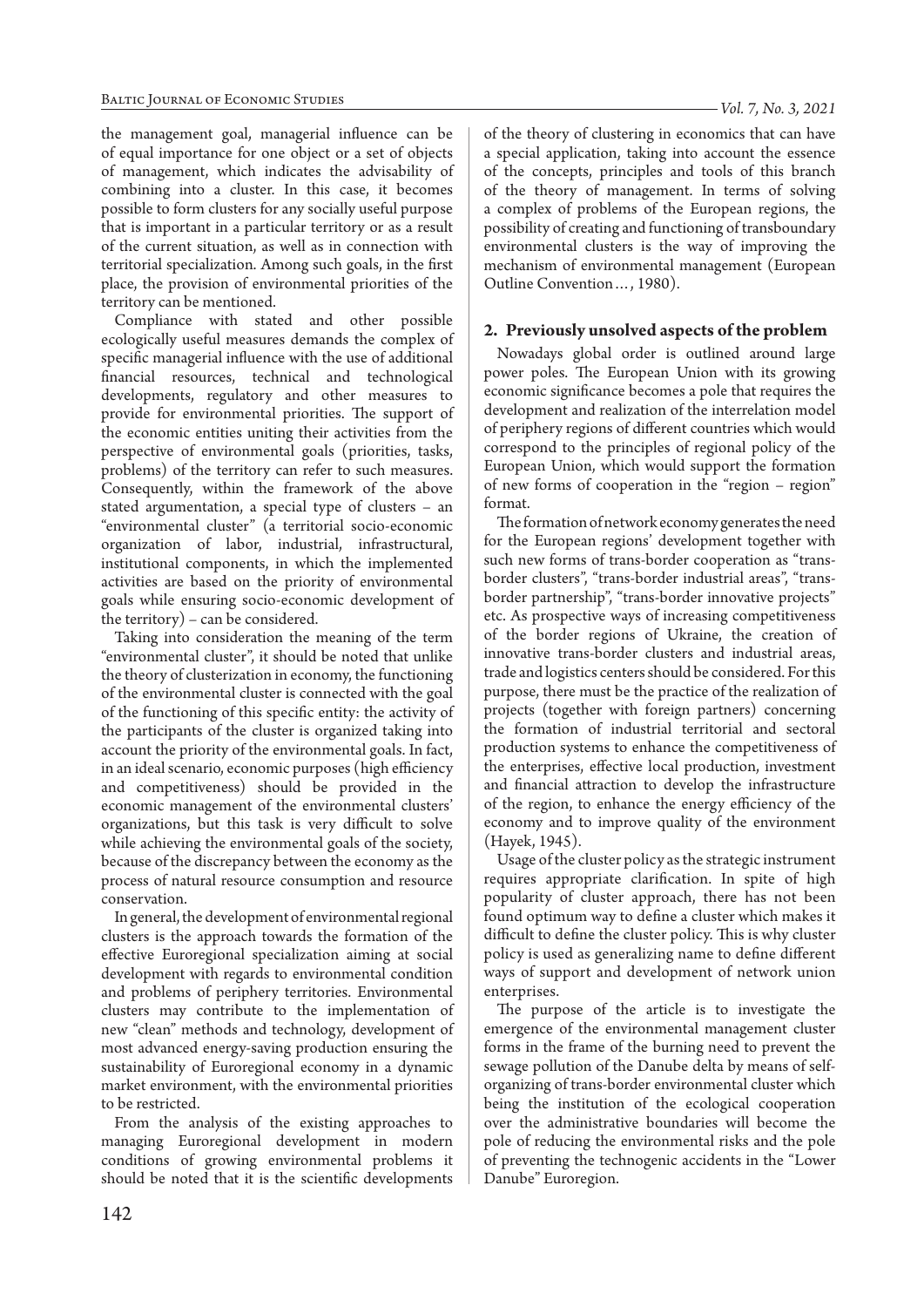the management goal, managerial influence can be of equal importance for one object or a set of objects of management, which indicates the advisability of combining into a cluster. In this case, it becomes possible to form clusters for any socially useful purpose that is important in a particular territory or as a result of the current situation, as well as in connection with territorial specialization. Among such goals, in the first place, the provision of environmental priorities of the territory can be mentioned.

Compliance with stated and other possible ecologically useful measures demands the complex of specific managerial influence with the use of additional financial resources, technical and technological developments, regulatory and other measures to provide for environmental priorities. The support of the economic entities uniting their activities from the perspective of environmental goals (priorities, tasks, problems) of the territory can refer to such measures. Consequently, within the framework of the above stated argumentation, a special type of clusters – an "environmental cluster" (a territorial socio-economic organization of labor, industrial, infrastructural, institutional components, in which the implemented activities are based on the priority of environmental goals while ensuring socio-economic development of the territory) – can be considered.

Taking into consideration the meaning of the term "environmental cluster", it should be noted that unlike the theory of clusterization in economy, the functioning of the environmental cluster is connected with the goal of the functioning of this specific entity: the activity of the participants of the cluster is organized taking into account the priority of the environmental goals. In fact, in an ideal scenario, economic purposes (high efficiency and competitiveness) should be provided in the economic management of the environmental clusters' organizations, but this task is very difficult to solve while achieving the environmental goals of the society, because of the discrepancy between the economy as the process of natural resource consumption and resource conservation.

In general, the development of environmental regional clusters is the approach towards the formation of the effective Euroregional specialization aiming at social development with regards to environmental condition and problems of periphery territories. Environmental clusters may contribute to the implementation of new "clean" methods and technology, development of most advanced energy-saving production ensuring the sustainability of Euroregional economy in a dynamic market environment, with the environmental priorities to be restricted.

From the analysis of the existing approaches to managing Euroregional development in modern conditions of growing environmental problems it should be noted that it is the scientific developments of the theory of clustering in economics that can have a special application, taking into account the essence of the concepts, principles and tools of this branch of the theory of management. In terms of solving a complex of problems of the European regions, the possibility of creating and functioning of transboundary environmental clusters is the way of improving the mechanism of environmental management (European Outline Convention…, 1980).

## 2. Previously unsolved aspects of the problem

Nowadays global order is outlined around large power poles. The European Union with its growing economic significance becomes a pole that requires the development and realization of the interrelation model of periphery regions of different countries which would correspond to the principles of regional policy of the European Union, which would support the formation of new forms of cooperation in the "region – region" format.

The formation of network economy generates the need for the European regions' development together with such new forms of trans-border cooperation as "trans-border clusters", "trans-border industrial areas", "trans-border partnership", "trans-border innovative projects" etc. As prospective ways of increasing competitiveness of the border regions of Ukraine, the creation of innovative trans-border clusters and industrial areas, trade and logistics centers should be considered. For this purpose, there must be the practice of the realization of projects (together with foreign partners) concerning the formation of industrial territorial and sectoral production systems to enhance the competitiveness of the enterprises, effective local production, investment and financial attraction to develop the infrastructure of the region, to enhance the energy efficiency of the economy and to improve quality of the environment (Hayek, 1945).

Usage of the cluster policy as the strategic instrument requires appropriate clarification. In spite of high popularity of cluster approach, there has not been found optimum way to define a cluster which makes it difficult to define the cluster policy. This is why cluster policy is used as generalizing name to define different ways of support and development of network union enterprises.

The purpose of the article is to investigate the emergence of the environmental management cluster forms in the frame of the burning need to prevent the sewage pollution of the Danube delta by means of self-organizing of trans-border environmental cluster which being the institution of the ecological cooperation over the administrative boundaries will become the pole of reducing the environmental risks and the pole of preventing the technogenic accidents in the "Lower Danube" Euroregion.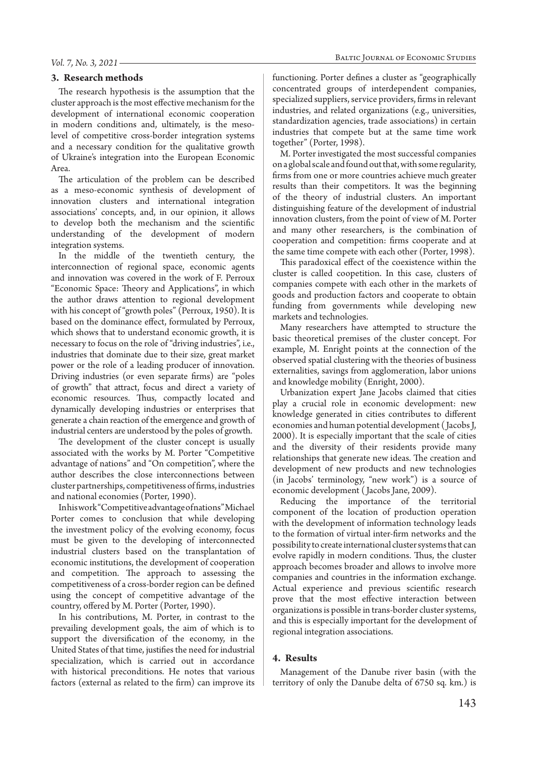## 3. Research methods

The research hypothesis is the assumption that the cluster approach is the most effective mechanism for the development of international economic cooperation in modern conditions and, ultimately, is the meso-level of competitive cross-border integration systems and a necessary condition for the qualitative growth of Ukraine's integration into the European Economic Area.

The articulation of the problem can be described as a meso-economic synthesis of development of innovation clusters and international integration associations' concepts, and, in our opinion, it allows to develop both the mechanism and the scientific understanding of the development of modern integration systems.

In the middle of the twentieth century, the interconnection of regional space, economic agents and innovation was covered in the work of F. Perroux "Economic Space: Theory and Applications", in which the author draws attention to regional development with his concept of "growth poles" (Perroux, 1950). It is based on the dominance effect, formulated by Perroux, which shows that to understand economic growth, it is necessary to focus on the role of "driving industries", i.e., industries that dominate due to their size, great market power or the role of a leading producer of innovation. Driving industries (or even separate firms) are "poles of growth" that attract, focus and direct a variety of economic resources. Thus, compactly located and dynamically developing industries or enterprises that generate a chain reaction of the emergence and growth of industrial centers are understood by the poles of growth.

The development of the cluster concept is usually associated with the works by M. Porter "Competitive advantage of nations" and "On competition", where the author describes the close interconnections between cluster partnerships, competitiveness of firms, industries and national economies (Porter, 1990).

In his work "Competitive advantage of nations" Michael Porter comes to conclusion that while developing the investment policy of the evolving economy, focus must be given to the developing of interconnected industrial clusters based on the transplantation of economic institutions, the development of cooperation and competition. The approach to assessing the competitiveness of a cross-border region can be defined using the concept of competitive advantage of the country, offered by M. Porter (Porter, 1990).

In his contributions, M. Porter, in contrast to the prevailing development goals, the aim of which is to support the diversification of the economy, in the United States of that time, justifies the need for industrial specialization, which is carried out in accordance with historical preconditions. He notes that various factors (external as related to the firm) can improve its functioning. Porter defines a cluster as "geographically concentrated groups of interdependent companies, specialized suppliers, service providers, firms in relevant industries, and related organizations (e.g., universities, standardization agencies, trade associations) in certain industries that compete but at the same time work together" (Porter, 1998).

M. Porter investigated the most successful companies on a global scale and found out that, with some regularity, firms from one or more countries achieve much greater results than their competitors. It was the beginning of the theory of industrial clusters. An important distinguishing feature of the development of industrial innovation clusters, from the point of view of M. Porter and many other researchers, is the combination of cooperation and competition: firms cooperate and at the same time compete with each other (Porter, 1998).

This paradoxical effect of the coexistence within the cluster is called coopetition. In this case, clusters of companies compete with each other in the markets of goods and production factors and cooperate to obtain funding from governments while developing new markets and technologies.

Many researchers have attempted to structure the basic theoretical premises of the cluster concept. For example, M. Enright points at the connection of the observed spatial clustering with the theories of business externalities, savings from agglomeration, labor unions and knowledge mobility (Enright, 2000).

Urbanization expert Jane Jacobs claimed that cities play a crucial role in economic development: new knowledge generated in cities contributes to different economies and human potential development (Jacobs J, 2000). It is especially important that the scale of cities and the diversity of their residents provide many relationships that generate new ideas. The creation and development of new products and new technologies (in Jacobs' terminology, "new work") is a source of economic development (Jacobs Jane, 2009).

Reducing the importance of the territorial component of the location of production operation with the development of information technology leads to the formation of virtual inter-firm networks and the possibility to create international cluster systems that can evolve rapidly in modern conditions. Thus, the cluster approach becomes broader and allows to involve more companies and countries in the information exchange. Actual experience and previous scientific research prove that the most effective interaction between organizations is possible in trans-border cluster systems, and this is especially important for the development of regional integration associations.

## 4. Results

Management of the Danube river basin (with the territory of only the Danube delta of 6750 sq. km.) is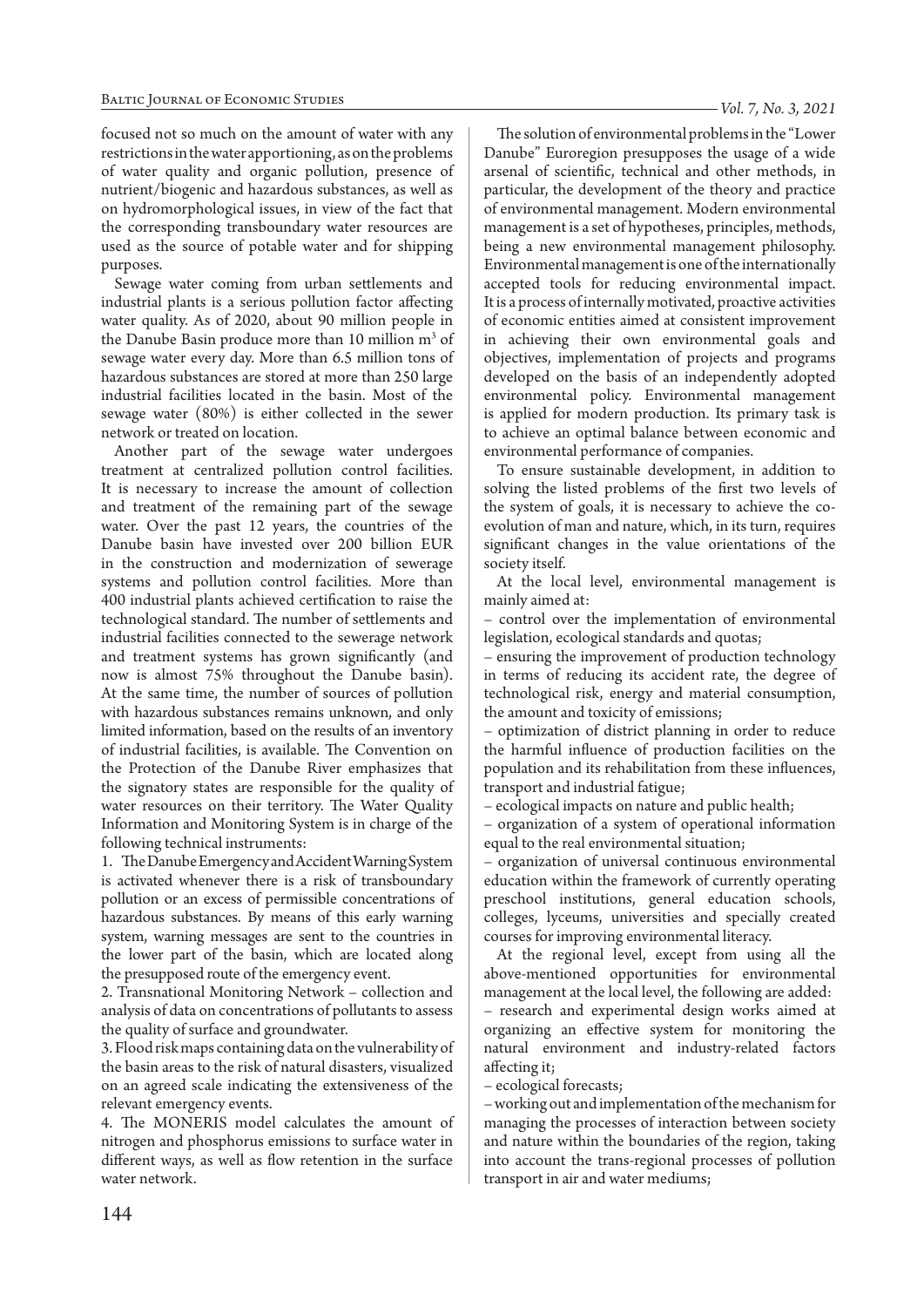focused not so much on the amount of water with any restrictions in the water apportioning, as on the problems of water quality and organic pollution, presence of nutrient/biogenic and hazardous substances, as well as on hydromorphological issues, in view of the fact that the corresponding transboundary water resources are used as the source of potable water and for shipping purposes.

Sewage water coming from urban settlements and industrial plants is a serious pollution factor affecting water quality. As of 2020, about 90 million people in the Danube Basin produce more than 10 million m$^3$ of sewage water every day. More than 6.5 million tons of hazardous substances are stored at more than 250 large industrial facilities located in the basin. Most of the sewage water (80%) is either collected in the sewer network or treated on location.

Another part of the sewage water undergoes treatment at centralized pollution control facilities. It is necessary to increase the amount of collection and treatment of the remaining part of the sewage water. Over the past 12 years, the countries of the Danube basin have invested over 200 billion EUR in the construction and modernization of sewerage systems and pollution control facilities. More than 400 industrial plants achieved certification to raise the technological standard. The number of settlements and industrial facilities connected to the sewerage network and treatment systems has grown significantly (and now is almost 75% throughout the Danube basin). At the same time, the number of sources of pollution with hazardous substances remains unknown, and only limited information, based on the results of an inventory of industrial facilities, is available. The Convention on the Protection of the Danube River emphasizes that the signatory states are responsible for the quality of water resources on their territory. The Water Quality Information and Monitoring System is in charge of the following technical instruments:

1. The Danube Emergency and Accident Warning System is activated whenever there is a risk of transboundary pollution or an excess of permissible concentrations of hazardous substances. By means of this early warning system, warning messages are sent to the countries in the lower part of the basin, which are located along the presupposed route of the emergency event.
2. Transnational Monitoring Network – collection and analysis of data on concentrations of pollutants to assess the quality of surface and groundwater.
3. Flood risk maps containing data on the vulnerability of the basin areas to the risk of natural disasters, visualized on an agreed scale indicating the extensiveness of the relevant emergency events.
4. The MONERIS model calculates the amount of nitrogen and phosphorus emissions to surface water in different ways, as well as flow retention in the surface water network.

The solution of environmental problems in the "Lower Danube" Euroregion presupposes the usage of a wide arsenal of scientific, technical and other methods, in particular, the development of the theory and practice of environmental management. Modern environmental management is a set of hypotheses, principles, methods, being a new environmental management philosophy. Environmental management is one of the internationally accepted tools for reducing environmental impact. It is a process of internally motivated, proactive activities of economic entities aimed at consistent improvement in achieving their own environmental goals and objectives, implementation of projects and programs developed on the basis of an independently adopted environmental policy. Environmental management is applied for modern production. Its primary task is to achieve an optimal balance between economic and environmental performance of companies.

To ensure sustainable development, in addition to solving the listed problems of the first two levels of the system of goals, it is necessary to achieve the co-evolution of man and nature, which, in its turn, requires significant changes in the value orientations of the society itself.

At the local level, environmental management is mainly aimed at:

– control over the implementation of environmental legislation, ecological standards and quotas;
– ensuring the improvement of production technology in terms of reducing its accident rate, the degree of technological risk, energy and material consumption, the amount and toxicity of emissions;
– optimization of district planning in order to reduce the harmful influence of production facilities on the population and its rehabilitation from these influences, transport and industrial fatigue;
– ecological impacts on nature and public health;
– organization of a system of operational information equal to the real environmental situation;
– organization of universal continuous environmental education within the framework of currently operating preschool institutions, general education schools, colleges, lyceums, universities and specially created courses for improving environmental literacy.

At the regional level, except from using all the above-mentioned opportunities for environmental management at the local level, the following are added:

– research and experimental design works aimed at organizing an effective system for monitoring the natural environment and industry-related factors affecting it;
– ecological forecasts;
– working out and implementation of the mechanism for managing the processes of interaction between society and nature within the boundaries of the region, taking into account the trans-regional processes of pollution transport in air and water mediums;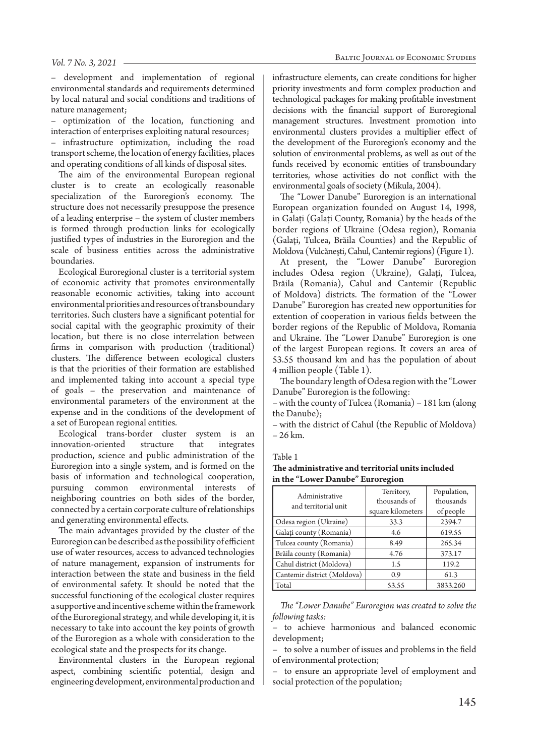– development and implementation of regional environmental standards and requirements determined by local natural and social conditions and traditions of nature management;

– optimization of the location, functioning and interaction of enterprises exploiting natural resources;

– infrastructure optimization, including the road transport scheme, the location of energy facilities, places and operating conditions of all kinds of disposal sites.

The aim of the environmental European regional cluster is to create an ecologically reasonable specialization of the Euroregion's economy. The structure does not necessarily presuppose the presence of a leading enterprise – the system of cluster members is formed through production links for ecologically justified types of industries in the Euroregion and the scale of business entities across the administrative boundaries.

Ecological Euroregional cluster is a territorial system of economic activity that promotes environmentally reasonable economic activities, taking into account environmental priorities and resources of transboundary territories. Such clusters have a significant potential for social capital with the geographic proximity of their location, but there is no close interrelation between firms in comparison with production (traditional) clusters. The difference between ecological clusters is that the priorities of their formation are established and implemented taking into account a special type of goals – the preservation and maintenance of environmental parameters of the environment at the expense and in the conditions of the development of a set of European regional entities.

Ecological trans-border cluster system is an innovation-oriented structure that integrates production, science and public administration of the Euroregion into a single system, and is formed on the basis of information and technological cooperation, pursuing common environmental interests of neighboring countries on both sides of the border, connected by a certain corporate culture of relationships and generating environmental effects.

The main advantages provided by the cluster of the Euroregion can be described as the possibility of efficient use of water resources, access to advanced technologies of nature management, expansion of instruments for interaction between the state and business in the field of environmental safety. It should be noted that the successful functioning of the ecological cluster requires a supportive and incentive scheme within the framework of the Euroregional strategy, and while developing it, it is necessary to take into account the key points of growth of the Euroregion as a whole with consideration to the ecological state and the prospects for its change.

Environmental clusters in the European regional aspect, combining scientific potential, design and engineering development, environmental production and infrastructure elements, can create conditions for higher priority investments and form complex production and technological packages for making profitable investment decisions with the financial support of Euroregional management structures. Investment promotion into environmental clusters provides a multiplier effect of the development of the Euroregion's economy and the solution of environmental problems, as well as out of the funds received by economic entities of transboundary territories, whose activities do not conflict with the environmental goals of society (Mikula, 2004).

The "Lower Danube" Euroregion is an international European organization founded on August 14, 1998, in Galați (Galați County, Romania) by the heads of the border regions of Ukraine (Odesa region), Romania (Galați, Tulcea, Brăila Counties) and the Republic of Moldova (Vulcănești, Cahul, Cantemir regions) (Figure 1).

At present, the "Lower Danube" Euroregion includes Odesa region (Ukraine), Galați, Tulcea, Brăila (Romania), Cahul and Cantemir (Republic of Moldova) districts. The formation of the "Lower Danube" Euroregion has created new opportunities for extention of cooperation in various fields between the border regions of the Republic of Moldova, Romania and Ukraine. The "Lower Danube" Euroregion is one of the largest European regions. It covers an area of 53.55 thousand km and has the population of about 4 million people (Table 1).

The boundary length of Odesa region with the "Lower Danube" Euroregion is the following:

– with the county of Tulcea (Romania) – 181 km (along the Danube);

– with the district of Cahul (the Republic of Moldova) – 26 km.

Table 1

**The administrative and territorial units included in the "Lower Danube" Euroregion**

| Administrative and territorial unit | Territory, thousands of square kilometers | Population, thousands of people |
|---|---|---|
| Odesa region (Ukraine) | 33.3 | 2394.7 |
| Galați county (Romania) | 4.6 | 619.55 |
| Tulcea county (Romania) | 8.49 | 265.34 |
| Brăila county (Romania) | 4.76 | 373.17 |
| Cahul district (Moldova) | 1.5 | 119.2 |
| Cantemir district (Moldova) | 0.9 | 61.3 |
| Total | 53.55 | 3833.260 |

*The "Lower Danube" Euroregion was created to solve the following tasks:*

– to achieve harmonious and balanced economic development;

– to solve a number of issues and problems in the field of environmental protection;

– to ensure an appropriate level of employment and social protection of the population;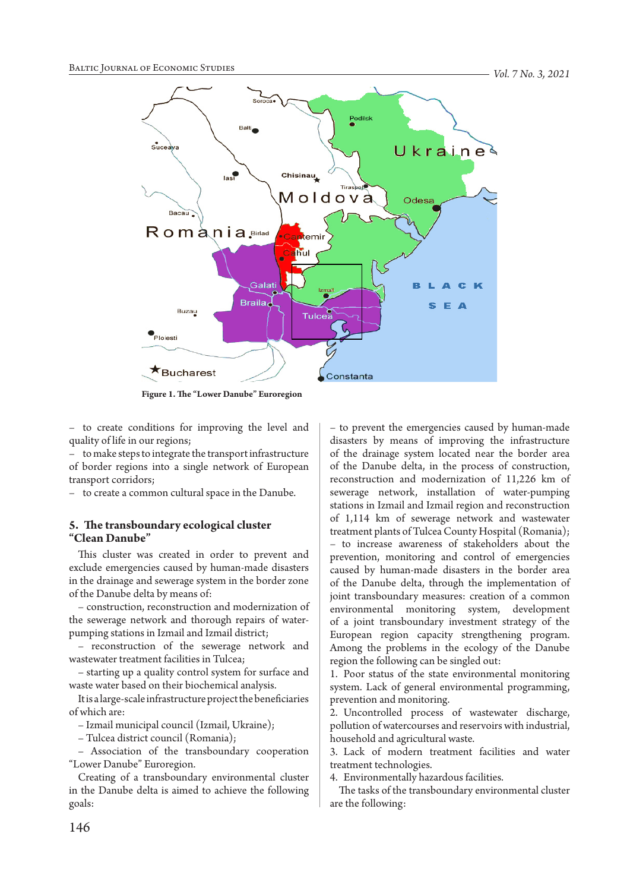Figure 1. The "Lower Danube" Euroregion

– to create conditions for improving the level and quality of life in our regions;
– to make steps to integrate the transport infrastructure of border regions into a single network of European transport corridors;
– to create a common cultural space in the Danube.

## 5. The transboundary ecological cluster "Clean Danube"

This cluster was created in order to prevent and exclude emergencies caused by human-made disasters in the drainage and sewerage system in the border zone of the Danube delta by means of:

– construction, reconstruction and modernization of the sewerage network and thorough repairs of water-pumping stations in Izmail and Izmail district;

– reconstruction of the sewerage network and wastewater treatment facilities in Tulcea;

– starting up a quality control system for surface and waste water based on their biochemical analysis.

It is a large-scale infrastructure project the beneficiaries of which are:

– Izmail municipal council (Izmail, Ukraine);

– Tulcea district council (Romania);

– Association of the transboundary cooperation "Lower Danube" Euroregion.

Creating of a transboundary environmental cluster in the Danube delta is aimed to achieve the following goals:

– to prevent the emergencies caused by human-made disasters by means of improving the infrastructure of the drainage system located near the border area of the Danube delta, in the process of construction, reconstruction and modernization of 11,226 km of sewerage network, installation of water-pumping stations in Izmail and Izmail region and reconstruction of 1,114 km of sewerage network and wastewater treatment plants of Tulcea County Hospital (Romania);

– to increase awareness of stakeholders about the prevention, monitoring and control of emergencies caused by human-made disasters in the border area of the Danube delta, through the implementation of joint transboundary measures: creation of a common environmental monitoring system, development of a joint transboundary investment strategy of the European region capacity strengthening program.

Among the problems in the ecology of the Danube region the following can be singled out:

1. Poor status of the state environmental monitoring system. Lack of general environmental programming, prevention and monitoring.
2. Uncontrolled process of wastewater discharge, pollution of watercourses and reservoirs with industrial, household and agricultural waste.
3. Lack of modern treatment facilities and water treatment technologies.
4. Environmentally hazardous facilities.

The tasks of the transboundary environmental cluster are the following: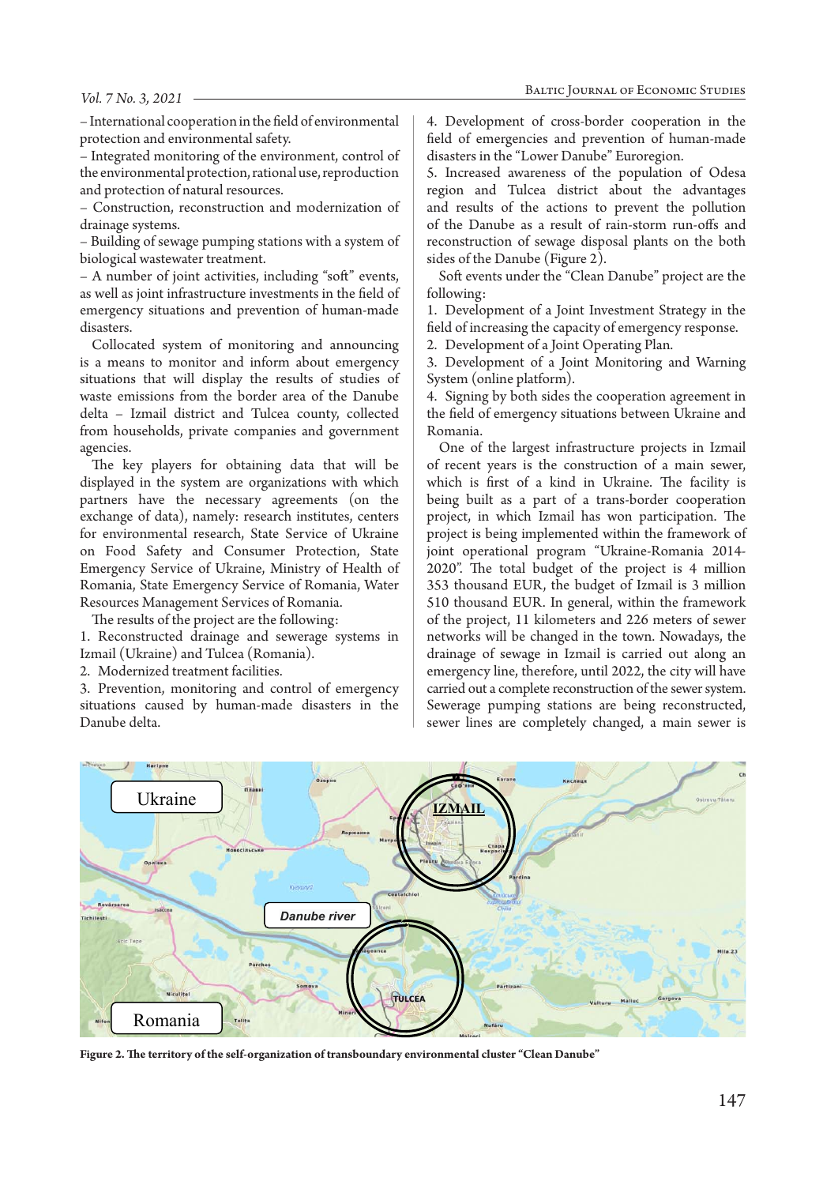– International cooperation in the field of environmental protection and environmental safety.
– Integrated monitoring of the environment, control of the environmental protection, rational use, reproduction and protection of natural resources.
– Construction, reconstruction and modernization of drainage systems.
– Building of sewage pumping stations with a system of biological wastewater treatment.
– A number of joint activities, including "soft" events, as well as joint infrastructure investments in the field of emergency situations and prevention of human-made disasters.

Collocated system of monitoring and announcing is a means to monitor and inform about emergency situations that will display the results of studies of waste emissions from the border area of the Danube delta – Izmail district and Tulcea county, collected from households, private companies and government agencies.

The key players for obtaining data that will be displayed in the system are organizations with which partners have the necessary agreements (on the exchange of data), namely: research institutes, centers for environmental research, State Service of Ukraine on Food Safety and Consumer Protection, State Emergency Service of Ukraine, Ministry of Health of Romania, State Emergency Service of Romania, Water Resources Management Services of Romania.

The results of the project are the following:

1. Reconstructed drainage and sewerage systems in Izmail (Ukraine) and Tulcea (Romania).
2. Modernized treatment facilities.
3. Prevention, monitoring and control of emergency situations caused by human-made disasters in the Danube delta.
4. Development of cross-border cooperation in the field of emergencies and prevention of human-made disasters in the "Lower Danube" Euroregion.
5. Increased awareness of the population of Odesa region and Tulcea district about the advantages and results of the actions to prevent the pollution of the Danube as a result of rain-storm run-offs and reconstruction of sewage disposal plants on the both sides of the Danube (Figure 2).

Soft events under the "Clean Danube" project are the following:

1. Development of a Joint Investment Strategy in the field of increasing the capacity of emergency response.
2. Development of a Joint Operating Plan.
3. Development of a Joint Monitoring and Warning System (online platform).
4. Signing by both sides the cooperation agreement in the field of emergency situations between Ukraine and Romania.

One of the largest infrastructure projects in Izmail of recent years is the construction of a main sewer, which is first of a kind in Ukraine. The facility is being built as a part of a trans-border cooperation project, in which Izmail has won participation. The project is being implemented within the framework of joint operational program "Ukraine-Romania 2014-2020". The total budget of the project is 4 million 353 thousand EUR, the budget of Izmail is 3 million 510 thousand EUR. In general, within the framework of the project, 11 kilometers and 226 meters of sewer networks will be changed in the town. Nowadays, the drainage of sewage in Izmail is carried out along an emergency line, therefore, until 2022, the city will have carried out a complete reconstruction of the sewer system. Sewerage pumping stations are being reconstructed, sewer lines are completely changed, a main sewer is

**Figure 2. The territory of the self-organization of transboundary environmental cluster "Clean Danube"**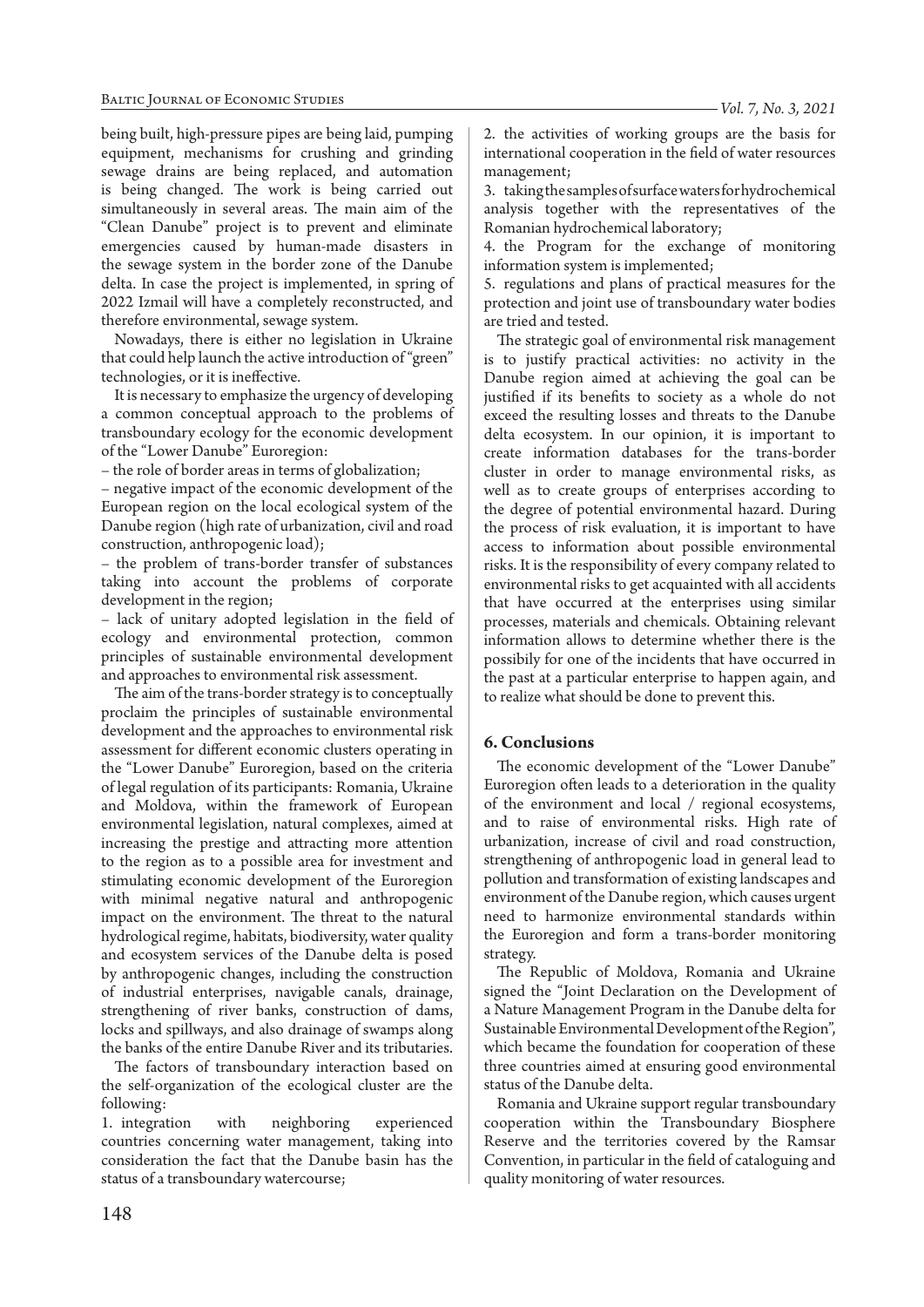being built, high-pressure pipes are being laid, pumping equipment, mechanisms for crushing and grinding sewage drains are being replaced, and automation is being changed. The work is being carried out simultaneously in several areas. The main aim of the "Clean Danube" project is to prevent and eliminate emergencies caused by human-made disasters in the sewage system in the border zone of the Danube delta. In case the project is implemented, in spring of 2022 Izmail will have a completely reconstructed, and therefore environmental, sewage system.

Nowadays, there is either no legislation in Ukraine that could help launch the active introduction of "green" technologies, or it is ineffective.

It is necessary to emphasize the urgency of developing a common conceptual approach to the problems of transboundary ecology for the economic development of the "Lower Danube" Euroregion:

– the role of border areas in terms of globalization;

– negative impact of the economic development of the European region on the local ecological system of the Danube region (high rate of urbanization, civil and road construction, anthropogenic load);

– the problem of trans-border transfer of substances taking into account the problems of corporate development in the region;

– lack of unitary adopted legislation in the field of ecology and environmental protection, common principles of sustainable environmental development and approaches to environmental risk assessment.

The aim of the trans-border strategy is to conceptually proclaim the principles of sustainable environmental development and the approaches to environmental risk assessment for different economic clusters operating in the "Lower Danube" Euroregion, based on the criteria of legal regulation of its participants: Romania, Ukraine and Moldova, within the framework of European environmental legislation, natural complexes, aimed at increasing the prestige and attracting more attention to the region as to a possible area for investment and stimulating economic development of the Euroregion with minimal negative natural and anthropogenic impact on the environment. The threat to the natural hydrological regime, habitats, biodiversity, water quality and ecosystem services of the Danube delta is posed by anthropogenic changes, including the construction of industrial enterprises, navigable canals, drainage, strengthening of river banks, construction of dams, locks and spillways, and also drainage of swamps along the banks of the entire Danube River and its tributaries.

The factors of transboundary interaction based on the self-organization of the ecological cluster are the following:

1. integration with neighboring experienced countries concerning water management, taking into consideration the fact that the Danube basin has the status of a transboundary watercourse;
2. the activities of working groups are the basis for international cooperation in the field of water resources management;
3. taking the samples of surface waters for hydrochemical analysis together with the representatives of the Romanian hydrochemical laboratory;
4. the Program for the exchange of monitoring information system is implemented;
5. regulations and plans of practical measures for the protection and joint use of transboundary water bodies are tried and tested.

The strategic goal of environmental risk management is to justify practical activities: no activity in the Danube region aimed at achieving the goal can be justified if its benefits to society as a whole do not exceed the resulting losses and threats to the Danube delta ecosystem. In our opinion, it is important to create information databases for the trans-border cluster in order to manage environmental risks, as well as to create groups of enterprises according to the degree of potential environmental hazard. During the process of risk evaluation, it is important to have access to information about possible environmental risks. It is the responsibility of every company related to environmental risks to get acquainted with all accidents that have occurred at the enterprises using similar processes, materials and chemicals. Obtaining relevant information allows to determine whether there is the possibily for one of the incidents that have occurred in the past at a particular enterprise to happen again, and to realize what should be done to prevent this.

## 6. Conclusions

The economic development of the "Lower Danube" Euroregion often leads to a deterioration in the quality of the environment and local / regional ecosystems, and to raise of environmental risks. High rate of urbanization, increase of civil and road construction, strengthening of anthropogenic load in general lead to pollution and transformation of existing landscapes and environment of the Danube region, which causes urgent need to harmonize environmental standards within the Euroregion and form a trans-border monitoring strategy.

The Republic of Moldova, Romania and Ukraine signed the "Joint Declaration on the Development of a Nature Management Program in the Danube delta for Sustainable Environmental Development of the Region", which became the foundation for cooperation of these three countries aimed at ensuring good environmental status of the Danube delta.

Romania and Ukraine support regular transboundary cooperation within the Transboundary Biosphere Reserve and the territories covered by the Ramsar Convention, in particular in the field of cataloguing and quality monitoring of water resources.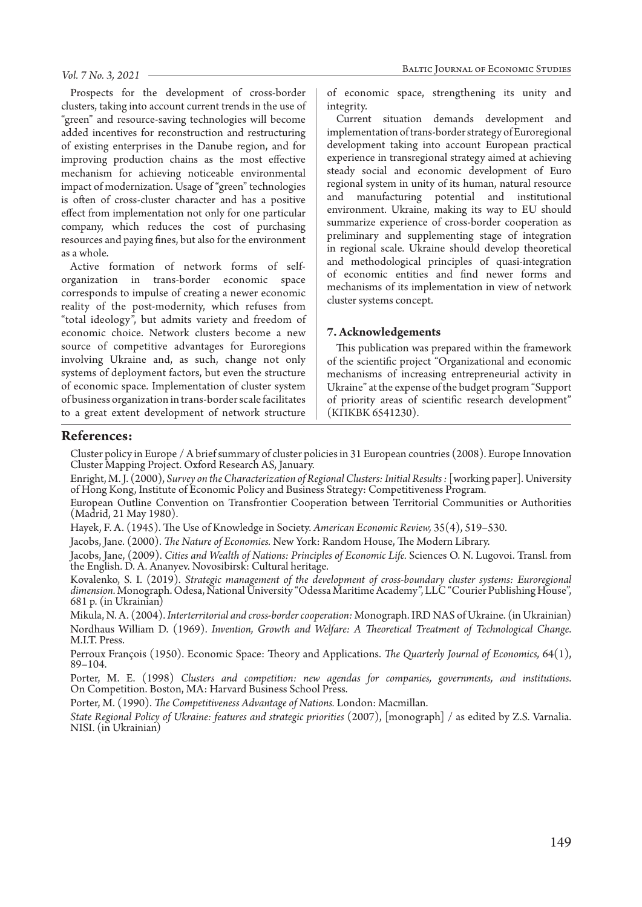Prospects for the development of cross-border clusters, taking into account current trends in the use of "green" and resource-saving technologies will become added incentives for reconstruction and restructuring of existing enterprises in the Danube region, and for improving production chains as the most effective mechanism for achieving noticeable environmental impact of modernization. Usage of "green" technologies is often of cross-cluster character and has a positive effect from implementation not only for one particular company, which reduces the cost of purchasing resources and paying fines, but also for the environment as a whole.

Active formation of network forms of self-organization in trans-border economic space corresponds to impulse of creating a newer economic reality of the post-modernity, which refuses from "total ideology", but admits variety and freedom of economic choice. Network clusters become a new source of competitive advantages for Euroregions involving Ukraine and, as such, change not only systems of deployment factors, but even the structure of economic space. Implementation of cluster system of business organization in trans-border scale facilitates to a great extent development of network structure of economic space, strengthening its unity and integrity.

Current situation demands development and implementation of trans-border strategy of Euroregional development taking into account European practical experience in transregional strategy aimed at achieving steady social and economic development of Euro regional system in unity of its human, natural resource and manufacturing potential and institutional environment. Ukraine, making its way to EU should summarize experience of cross-border cooperation as preliminary and supplementing stage of integration in regional scale. Ukraine should develop theoretical and methodological principles of quasi-integration of economic entities and find newer forms and mechanisms of its implementation in view of network cluster systems concept.

## 7. Acknowledgements

This publication was prepared within the framework of the scientific project "Organizational and economic mechanisms of increasing entrepreneurial activity in Ukraine" at the expense of the budget program "Support of priority areas of scientific research development" (КПКВК 6541230).

## References:

Cluster policy in Europe / A brief summary of cluster policies in 31 European countries (2008). Europe Innovation Cluster Mapping Project. Oxford Research AS, January.

Enright, M. J. (2000), *Survey on the Characterization of Regional Clusters: Initial Results :* [working paper]. University of Hong Kong, Institute of Economic Policy and Business Strategy: Competitiveness Program.

European Outline Convention on Transfrontier Cooperation between Territorial Communities or Authorities (Madrid, 21 May 1980).

Hayek, F. A. (1945). The Use of Knowledge in Society. *American Economic Review,* 35(4), 519–530.

Jacobs, Jane. (2000). *The Nature of Economies.* New York: Random House, The Modern Library.

Jacobs, Jane, (2009). *Cities and Wealth of Nations: Principles of Economic Life.* Sciences O. N. Lugovoi. Transl. from the English. D. A. Ananyev. Novosibirsk: Cultural heritage.

Kovalenko, S. I. (2019). *Strategic management of the development of cross-boundary cluster systems: Euroregional dimension.* Monograph. Odesa, National University "Odessa Maritime Academy", LLC "Courier Publishing House", 681 p. (in Ukrainian)

Mikula, N. A. (2004). *Interterritorial and cross-border cooperation:* Monograph. IRD NAS of Ukraine. (in Ukrainian)

Nordhaus William D. (1969). *Invention, Growth and Welfare: A Theoretical Treatment of Technological Change*. M.I.T. Press.

Perroux François (1950). Economic Space: Theory and Applications. *The Quarterly Journal of Economics,* 64(1), 89–104.

Porter, M. E. (1998) *Clusters and competition: new agendas for companies, governments, and institutions*. On Competition. Boston, MA: Harvard Business School Press.

Porter, M. (1990). *The Competitiveness Advantage of Nations.* London: Macmillan.

*State Regional Policy of Ukraine: features and strategic priorities* (2007), [monograph] / as edited by Z.S. Varnalia. NISI. (in Ukrainian)